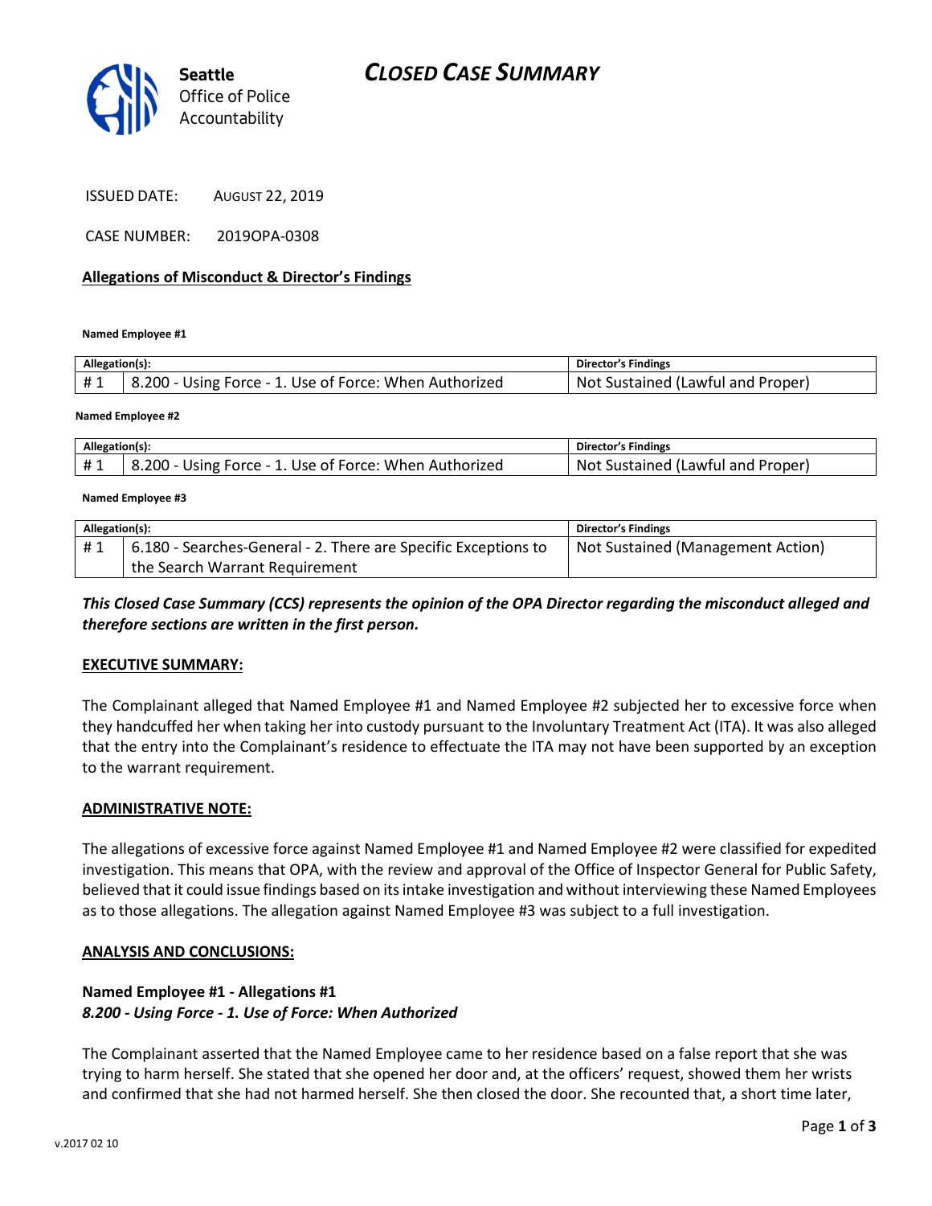# CLOSED CASE SUMMARY

Seattle Office of Police Accountability

ISSUED DATE: AUGUST 22, 2019

CASE NUMBER: 2019OPA-0308

**Allegations of Misconduct & Director's Findings**

**Named Employee #1**

| Allegation(s): | | Director's Findings |
|---|---|---|
| # 1 | 8.200 - Using Force - 1. Use of Force: When Authorized | Not Sustained (Lawful and Proper) |

**Named Employee #2**

| Allegation(s): | | Director's Findings |
|---|---|---|
| # 1 | 8.200 - Using Force - 1. Use of Force: When Authorized | Not Sustained (Lawful and Proper) |

**Named Employee #3**

| Allegation(s): | | Director's Findings |
|---|---|---|
| # 1 | 6.180 - Searches-General - 2. There are Specific Exceptions to the Search Warrant Requirement | Not Sustained (Management Action) |

***This Closed Case Summary (CCS) represents the opinion of the OPA Director regarding the misconduct alleged and therefore sections are written in the first person.***

**EXECUTIVE SUMMARY:**

The Complainant alleged that Named Employee #1 and Named Employee #2 subjected her to excessive force when they handcuffed her when taking her into custody pursuant to the Involuntary Treatment Act (ITA). It was also alleged that the entry into the Complainant's residence to effectuate the ITA may not have been supported by an exception to the warrant requirement.

**ADMINISTRATIVE NOTE:**

The allegations of excessive force against Named Employee #1 and Named Employee #2 were classified for expedited investigation. This means that OPA, with the review and approval of the Office of Inspector General for Public Safety, believed that it could issue findings based on its intake investigation and without interviewing these Named Employees as to those allegations. The allegation against Named Employee #3 was subject to a full investigation.

**ANALYSIS AND CONCLUSIONS:**

**Named Employee #1 - Allegations #1**
***8.200 - Using Force - 1. Use of Force: When Authorized***

The Complainant asserted that the Named Employee came to her residence based on a false report that she was trying to harm herself. She stated that she opened her door and, at the officers' request, showed them her wrists and confirmed that she had not harmed herself. She then closed the door. She recounted that, a short time later,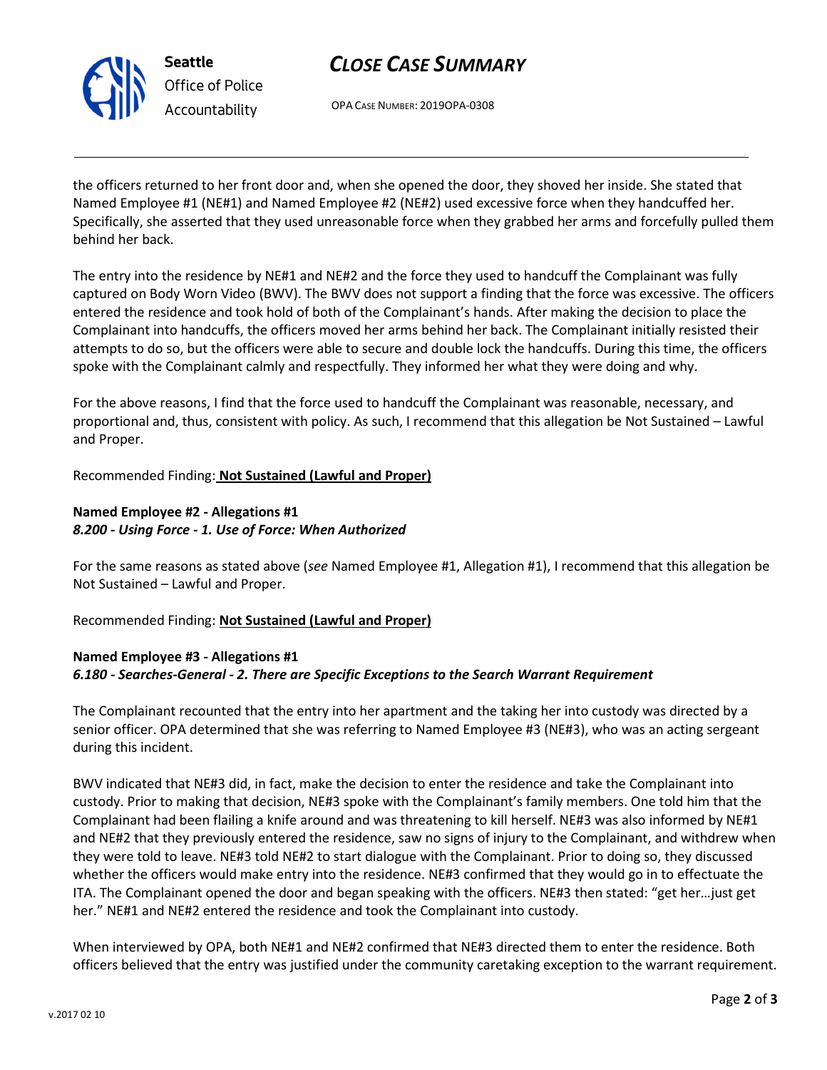the officers returned to her front door and, when she opened the door, they shoved her inside. She stated that Named Employee #1 (NE#1) and Named Employee #2 (NE#2) used excessive force when they handcuffed her. Specifically, she asserted that they used unreasonable force when they grabbed her arms and forcefully pulled them behind her back.

The entry into the residence by NE#1 and NE#2 and the force they used to handcuff the Complainant was fully captured on Body Worn Video (BWV). The BWV does not support a finding that the force was excessive. The officers entered the residence and took hold of both of the Complainant's hands. After making the decision to place the Complainant into handcuffs, the officers moved her arms behind her back. The Complainant initially resisted their attempts to do so, but the officers were able to secure and double lock the handcuffs. During this time, the officers spoke with the Complainant calmly and respectfully. They informed her what they were doing and why.

For the above reasons, I find that the force used to handcuff the Complainant was reasonable, necessary, and proportional and, thus, consistent with policy. As such, I recommend that this allegation be Not Sustained – Lawful and Proper.

Recommended Finding: **Not Sustained (Lawful and Proper)**

**Named Employee #2 - Allegations #1**
***8.200 - Using Force - 1. Use of Force: When Authorized***

For the same reasons as stated above (*see* Named Employee #1, Allegation #1), I recommend that this allegation be Not Sustained – Lawful and Proper.

Recommended Finding: **Not Sustained (Lawful and Proper)**

**Named Employee #3 - Allegations #1**
***6.180 - Searches-General - 2. There are Specific Exceptions to the Search Warrant Requirement***

The Complainant recounted that the entry into her apartment and the taking her into custody was directed by a senior officer. OPA determined that she was referring to Named Employee #3 (NE#3), who was an acting sergeant during this incident.

BWV indicated that NE#3 did, in fact, make the decision to enter the residence and take the Complainant into custody. Prior to making that decision, NE#3 spoke with the Complainant's family members. One told him that the Complainant had been flailing a knife around and was threatening to kill herself. NE#3 was also informed by NE#1 and NE#2 that they previously entered the residence, saw no signs of injury to the Complainant, and withdrew when they were told to leave. NE#3 told NE#2 to start dialogue with the Complainant. Prior to doing so, they discussed whether the officers would make entry into the residence. NE#3 confirmed that they would go in to effectuate the ITA. The Complainant opened the door and began speaking with the officers. NE#3 then stated: "get her…just get her." NE#1 and NE#2 entered the residence and took the Complainant into custody.

When interviewed by OPA, both NE#1 and NE#2 confirmed that NE#3 directed them to enter the residence. Both officers believed that the entry was justified under the community caretaking exception to the warrant requirement.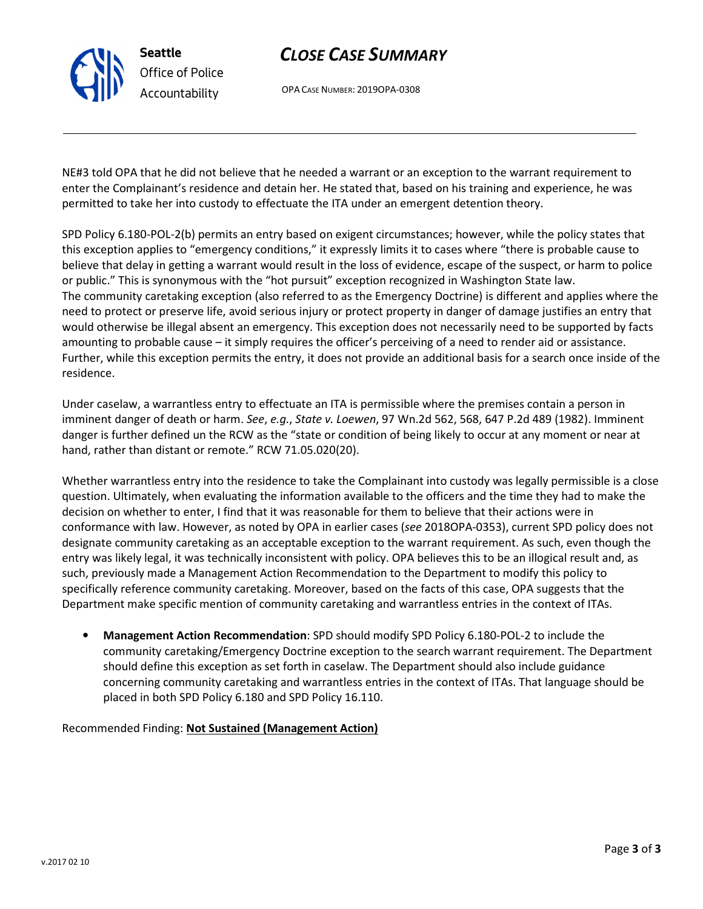NE#3 told OPA that he did not believe that he needed a warrant or an exception to the warrant requirement to enter the Complainant's residence and detain her. He stated that, based on his training and experience, he was permitted to take her into custody to effectuate the ITA under an emergent detention theory.

SPD Policy 6.180-POL-2(b) permits an entry based on exigent circumstances; however, while the policy states that this exception applies to "emergency conditions," it expressly limits it to cases where "there is probable cause to believe that delay in getting a warrant would result in the loss of evidence, escape of the suspect, or harm to police or public." This is synonymous with the "hot pursuit" exception recognized in Washington State law. The community caretaking exception (also referred to as the Emergency Doctrine) is different and applies where the need to protect or preserve life, avoid serious injury or protect property in danger of damage justifies an entry that would otherwise be illegal absent an emergency. This exception does not necessarily need to be supported by facts amounting to probable cause – it simply requires the officer's perceiving of a need to render aid or assistance. Further, while this exception permits the entry, it does not provide an additional basis for a search once inside of the residence.

Under caselaw, a warrantless entry to effectuate an ITA is permissible where the premises contain a person in imminent danger of death or harm. *See*, *e.g.*, *State v. Loewen*, 97 Wn.2d 562, 568, 647 P.2d 489 (1982). Imminent danger is further defined un the RCW as the "state or condition of being likely to occur at any moment or near at hand, rather than distant or remote." RCW 71.05.020(20).

Whether warrantless entry into the residence to take the Complainant into custody was legally permissible is a close question. Ultimately, when evaluating the information available to the officers and the time they had to make the decision on whether to enter, I find that it was reasonable for them to believe that their actions were in conformance with law. However, as noted by OPA in earlier cases (*see* 2018OPA-0353), current SPD policy does not designate community caretaking as an acceptable exception to the warrant requirement. As such, even though the entry was likely legal, it was technically inconsistent with policy. OPA believes this to be an illogical result and, as such, previously made a Management Action Recommendation to the Department to modify this policy to specifically reference community caretaking. Moreover, based on the facts of this case, OPA suggests that the Department make specific mention of community caretaking and warrantless entries in the context of ITAs.

- **Management Action Recommendation**: SPD should modify SPD Policy 6.180-POL-2 to include the community caretaking/Emergency Doctrine exception to the search warrant requirement. The Department should define this exception as set forth in caselaw. The Department should also include guidance concerning community caretaking and warrantless entries in the context of ITAs. That language should be placed in both SPD Policy 6.180 and SPD Policy 16.110.

Recommended Finding: **Not Sustained (Management Action)**